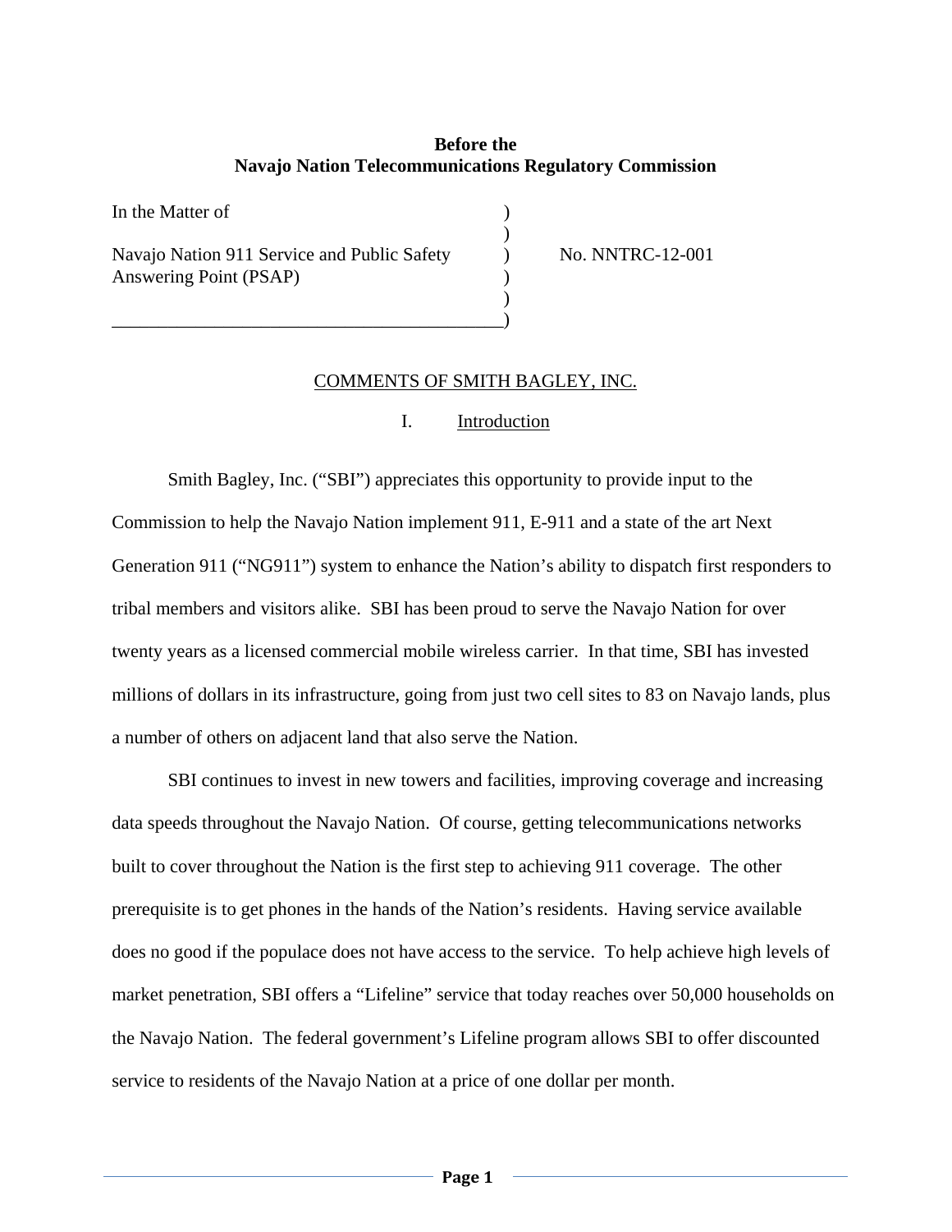**Before the**
**Navajo Nation Telecommunications Regulatory Commission**

| | | |
|---|---|---|
| In the Matter of | ) | |
| | ) | |
| Navajo Nation 911 Service and Public Safety Answering Point (PSAP) | ) | No. NNTRC-12-001 |
| | ) | |
| | ) | |

COMMENTS OF SMITH BAGLEY, INC.

## I. Introduction

Smith Bagley, Inc. ("SBI") appreciates this opportunity to provide input to the Commission to help the Navajo Nation implement 911, E-911 and a state of the art Next Generation 911 ("NG911") system to enhance the Nation's ability to dispatch first responders to tribal members and visitors alike. SBI has been proud to serve the Navajo Nation for over twenty years as a licensed commercial mobile wireless carrier. In that time, SBI has invested millions of dollars in its infrastructure, going from just two cell sites to 83 on Navajo lands, plus a number of others on adjacent land that also serve the Nation.

SBI continues to invest in new towers and facilities, improving coverage and increasing data speeds throughout the Navajo Nation. Of course, getting telecommunications networks built to cover throughout the Nation is the first step to achieving 911 coverage. The other prerequisite is to get phones in the hands of the Nation's residents. Having service available does no good if the populace does not have access to the service. To help achieve high levels of market penetration, SBI offers a "Lifeline" service that today reaches over 50,000 households on the Navajo Nation. The federal government's Lifeline program allows SBI to offer discounted service to residents of the Navajo Nation at a price of one dollar per month.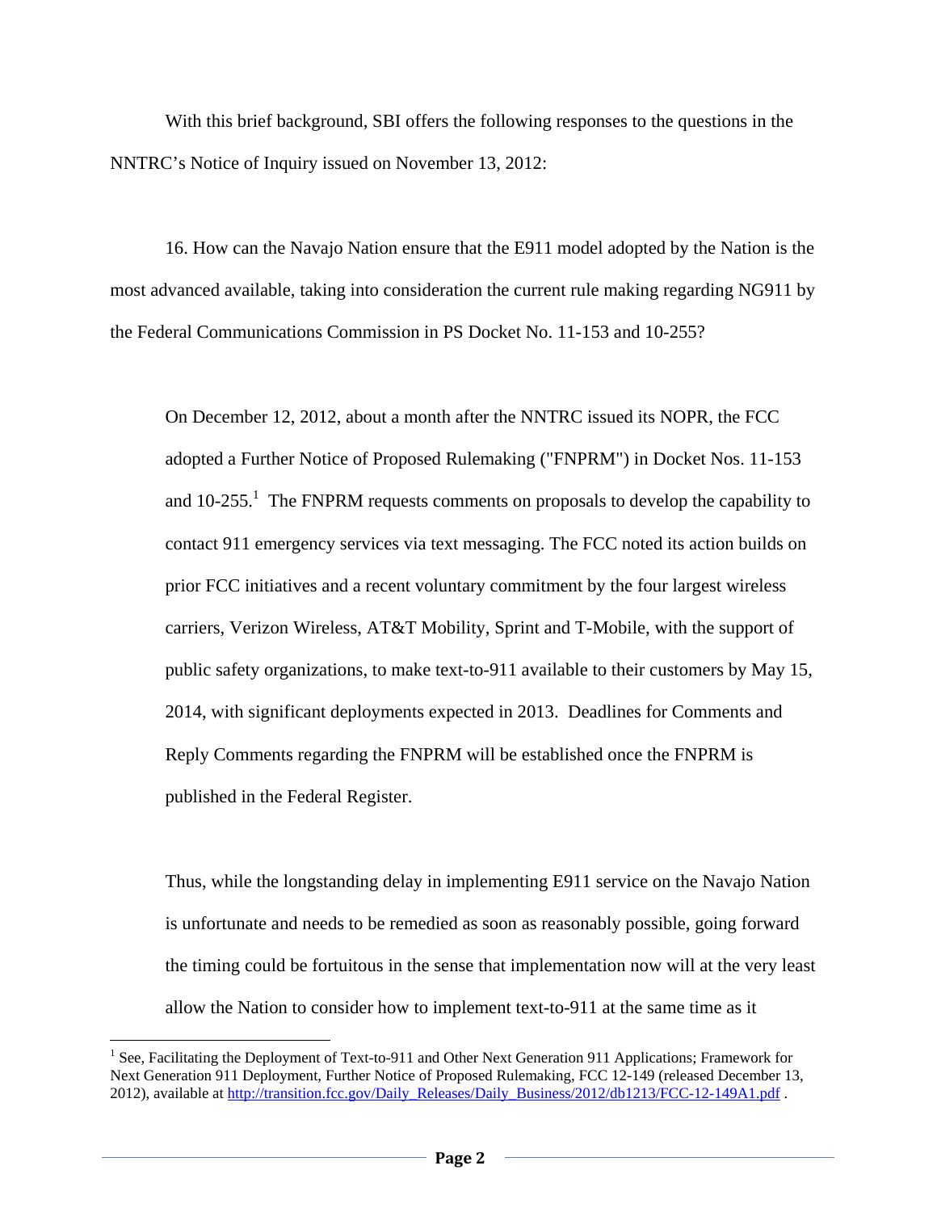With this brief background, SBI offers the following responses to the questions in the NNTRC's Notice of Inquiry issued on November 13, 2012:

16. How can the Navajo Nation ensure that the E911 model adopted by the Nation is the most advanced available, taking into consideration the current rule making regarding NG911 by the Federal Communications Commission in PS Docket No. 11-153 and 10-255?

> On December 12, 2012, about a month after the NNTRC issued its NOPR, the FCC adopted a Further Notice of Proposed Rulemaking ("FNPRM") in Docket Nos. 11-153 and 10-255.[1] The FNPRM requests comments on proposals to develop the capability to contact 911 emergency services via text messaging. The FCC noted its action builds on prior FCC initiatives and a recent voluntary commitment by the four largest wireless carriers, Verizon Wireless, AT&T Mobility, Sprint and T-Mobile, with the support of public safety organizations, to make text-to-911 available to their customers by May 15, 2014, with significant deployments expected in 2013. Deadlines for Comments and Reply Comments regarding the FNPRM will be established once the FNPRM is published in the Federal Register.
>
> Thus, while the longstanding delay in implementing E911 service on the Navajo Nation is unfortunate and needs to be remedied as soon as reasonably possible, going forward the timing could be fortuitous in the sense that implementation now will at the very least allow the Nation to consider how to implement text-to-911 at the same time as it

---

[1] See, Facilitating the Deployment of Text-to-911 and Other Next Generation 911 Applications; Framework for Next Generation 911 Deployment, Further Notice of Proposed Rulemaking, FCC 12-149 (released December 13, 2012), available at http://transition.fcc.gov/Daily_Releases/Daily_Business/2012/db1213/FCC-12-149A1.pdf .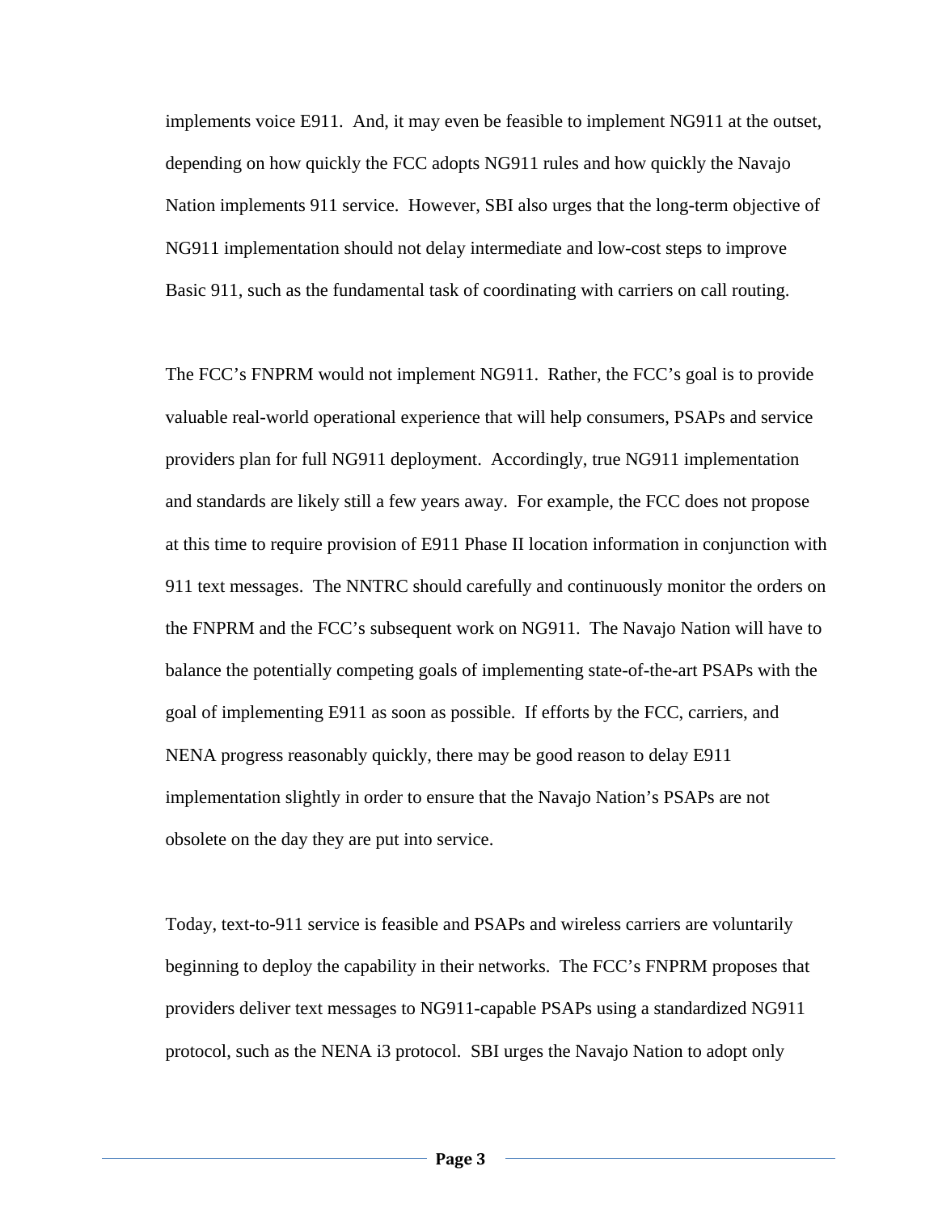implements voice E911. And, it may even be feasible to implement NG911 at the outset, depending on how quickly the FCC adopts NG911 rules and how quickly the Navajo Nation implements 911 service. However, SBI also urges that the long-term objective of NG911 implementation should not delay intermediate and low-cost steps to improve Basic 911, such as the fundamental task of coordinating with carriers on call routing.

The FCC's FNPRM would not implement NG911. Rather, the FCC's goal is to provide valuable real-world operational experience that will help consumers, PSAPs and service providers plan for full NG911 deployment. Accordingly, true NG911 implementation and standards are likely still a few years away. For example, the FCC does not propose at this time to require provision of E911 Phase II location information in conjunction with 911 text messages. The NNTRC should carefully and continuously monitor the orders on the FNPRM and the FCC's subsequent work on NG911. The Navajo Nation will have to balance the potentially competing goals of implementing state-of-the-art PSAPs with the goal of implementing E911 as soon as possible. If efforts by the FCC, carriers, and NENA progress reasonably quickly, there may be good reason to delay E911 implementation slightly in order to ensure that the Navajo Nation's PSAPs are not obsolete on the day they are put into service.

Today, text-to-911 service is feasible and PSAPs and wireless carriers are voluntarily beginning to deploy the capability in their networks. The FCC's FNPRM proposes that providers deliver text messages to NG911-capable PSAPs using a standardized NG911 protocol, such as the NENA i3 protocol. SBI urges the Navajo Nation to adopt only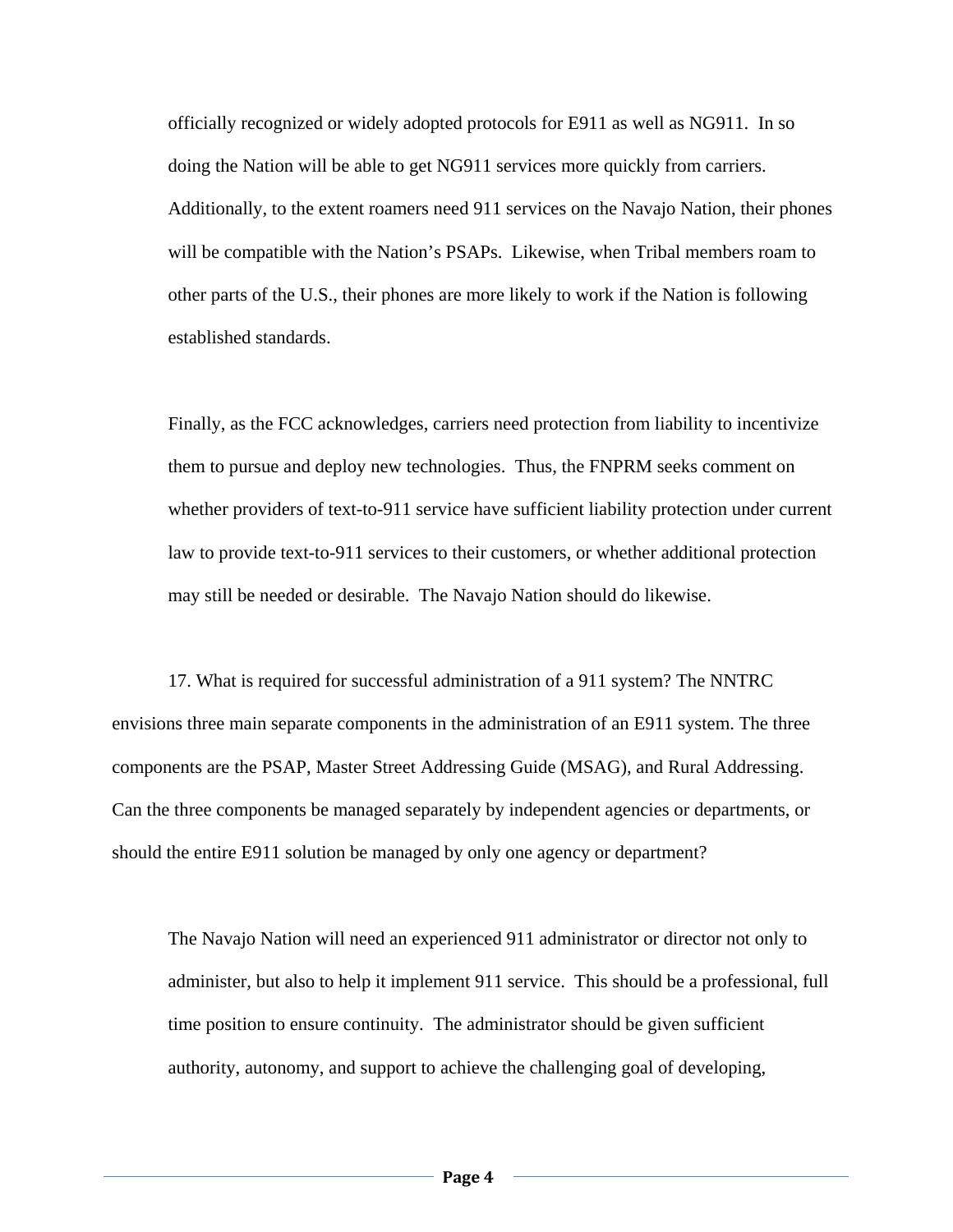officially recognized or widely adopted protocols for E911 as well as NG911. In so doing the Nation will be able to get NG911 services more quickly from carriers. Additionally, to the extent roamers need 911 services on the Navajo Nation, their phones will be compatible with the Nation's PSAPs. Likewise, when Tribal members roam to other parts of the U.S., their phones are more likely to work if the Nation is following established standards.

Finally, as the FCC acknowledges, carriers need protection from liability to incentivize them to pursue and deploy new technologies. Thus, the FNPRM seeks comment on whether providers of text-to-911 service have sufficient liability protection under current law to provide text-to-911 services to their customers, or whether additional protection may still be needed or desirable. The Navajo Nation should do likewise.

17. What is required for successful administration of a 911 system? The NNTRC envisions three main separate components in the administration of an E911 system. The three components are the PSAP, Master Street Addressing Guide (MSAG), and Rural Addressing. Can the three components be managed separately by independent agencies or departments, or should the entire E911 solution be managed by only one agency or department?

The Navajo Nation will need an experienced 911 administrator or director not only to administer, but also to help it implement 911 service. This should be a professional, full time position to ensure continuity. The administrator should be given sufficient authority, autonomy, and support to achieve the challenging goal of developing,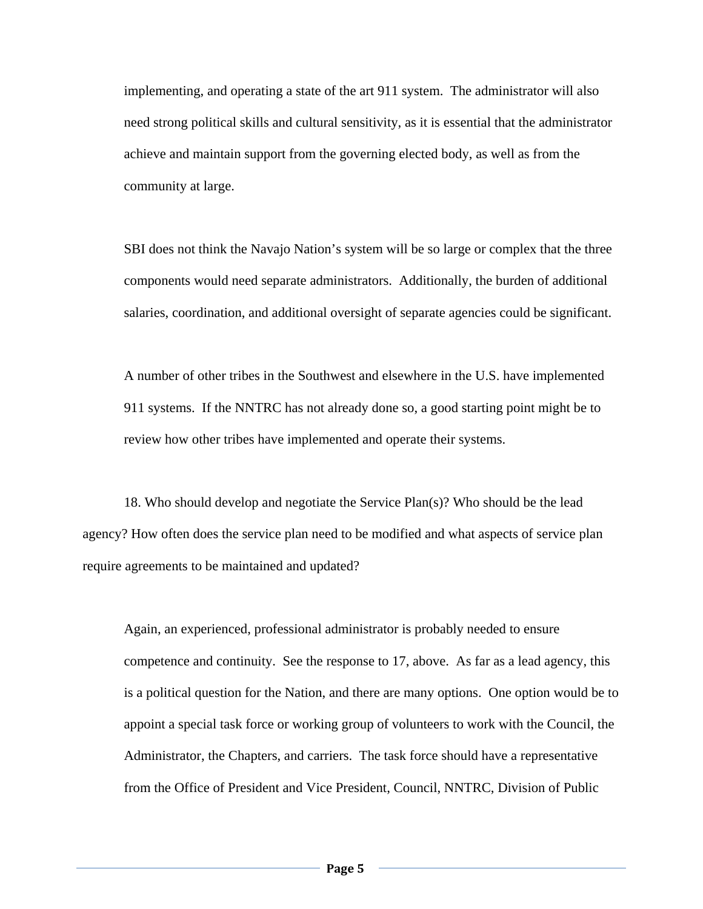implementing, and operating a state of the art 911 system. The administrator will also need strong political skills and cultural sensitivity, as it is essential that the administrator achieve and maintain support from the governing elected body, as well as from the community at large.

SBI does not think the Navajo Nation's system will be so large or complex that the three components would need separate administrators. Additionally, the burden of additional salaries, coordination, and additional oversight of separate agencies could be significant.

A number of other tribes in the Southwest and elsewhere in the U.S. have implemented 911 systems. If the NNTRC has not already done so, a good starting point might be to review how other tribes have implemented and operate their systems.

18. Who should develop and negotiate the Service Plan(s)? Who should be the lead agency? How often does the service plan need to be modified and what aspects of service plan require agreements to be maintained and updated?

Again, an experienced, professional administrator is probably needed to ensure competence and continuity. See the response to 17, above. As far as a lead agency, this is a political question for the Nation, and there are many options. One option would be to appoint a special task force or working group of volunteers to work with the Council, the Administrator, the Chapters, and carriers. The task force should have a representative from the Office of President and Vice President, Council, NNTRC, Division of Public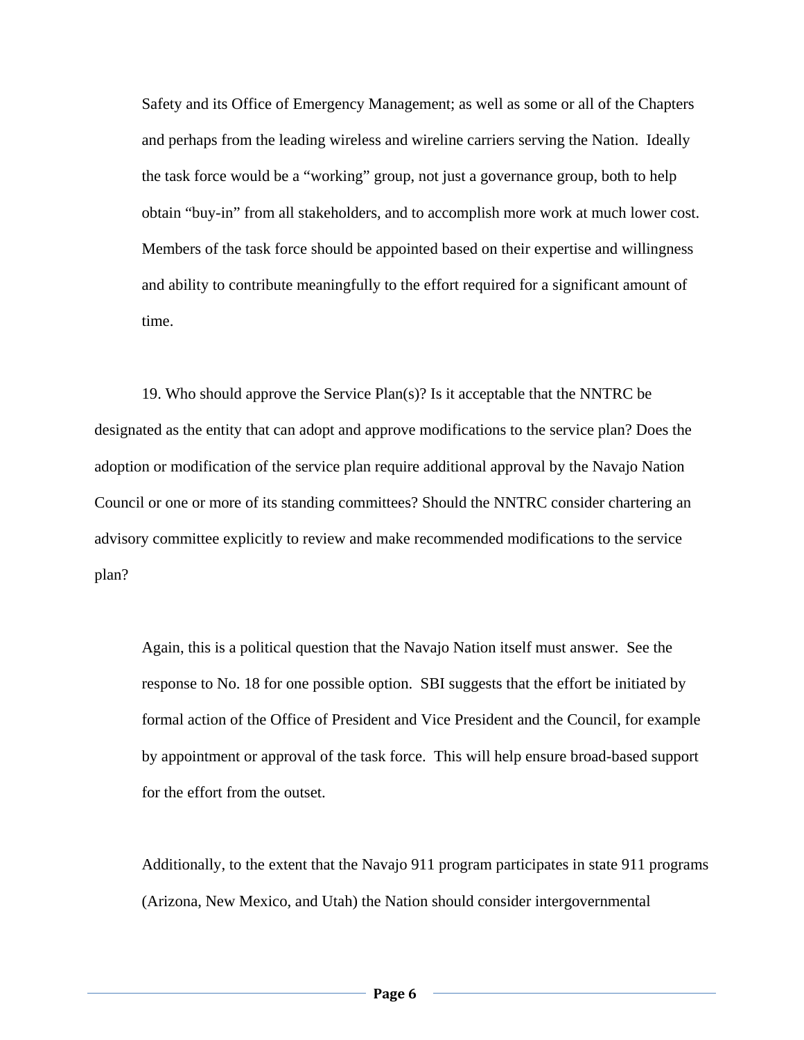Safety and its Office of Emergency Management; as well as some or all of the Chapters and perhaps from the leading wireless and wireline carriers serving the Nation. Ideally the task force would be a "working" group, not just a governance group, both to help obtain "buy-in" from all stakeholders, and to accomplish more work at much lower cost. Members of the task force should be appointed based on their expertise and willingness and ability to contribute meaningfully to the effort required for a significant amount of time.

19. Who should approve the Service Plan(s)? Is it acceptable that the NNTRC be designated as the entity that can adopt and approve modifications to the service plan? Does the adoption or modification of the service plan require additional approval by the Navajo Nation Council or one or more of its standing committees? Should the NNTRC consider chartering an advisory committee explicitly to review and make recommended modifications to the service plan?

Again, this is a political question that the Navajo Nation itself must answer. See the response to No. 18 for one possible option. SBI suggests that the effort be initiated by formal action of the Office of President and Vice President and the Council, for example by appointment or approval of the task force. This will help ensure broad-based support for the effort from the outset.

Additionally, to the extent that the Navajo 911 program participates in state 911 programs (Arizona, New Mexico, and Utah) the Nation should consider intergovernmental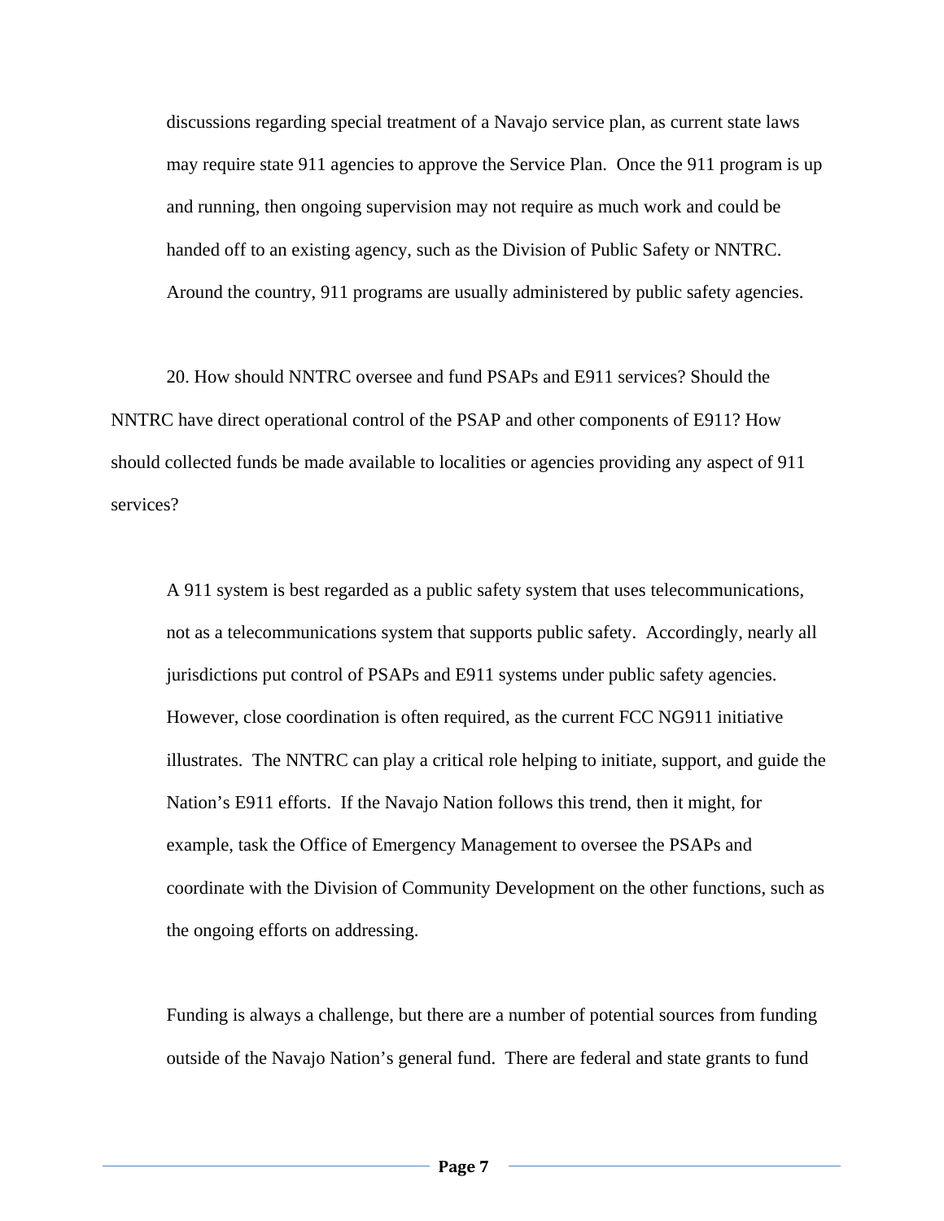discussions regarding special treatment of a Navajo service plan, as current state laws may require state 911 agencies to approve the Service Plan. Once the 911 program is up and running, then ongoing supervision may not require as much work and could be handed off to an existing agency, such as the Division of Public Safety or NNTRC. Around the country, 911 programs are usually administered by public safety agencies.

20. How should NNTRC oversee and fund PSAPs and E911 services? Should the NNTRC have direct operational control of the PSAP and other components of E911? How should collected funds be made available to localities or agencies providing any aspect of 911 services?

A 911 system is best regarded as a public safety system that uses telecommunications, not as a telecommunications system that supports public safety. Accordingly, nearly all jurisdictions put control of PSAPs and E911 systems under public safety agencies. However, close coordination is often required, as the current FCC NG911 initiative illustrates. The NNTRC can play a critical role helping to initiate, support, and guide the Nation's E911 efforts. If the Navajo Nation follows this trend, then it might, for example, task the Office of Emergency Management to oversee the PSAPs and coordinate with the Division of Community Development on the other functions, such as the ongoing efforts on addressing.

Funding is always a challenge, but there are a number of potential sources from funding outside of the Navajo Nation's general fund. There are federal and state grants to fund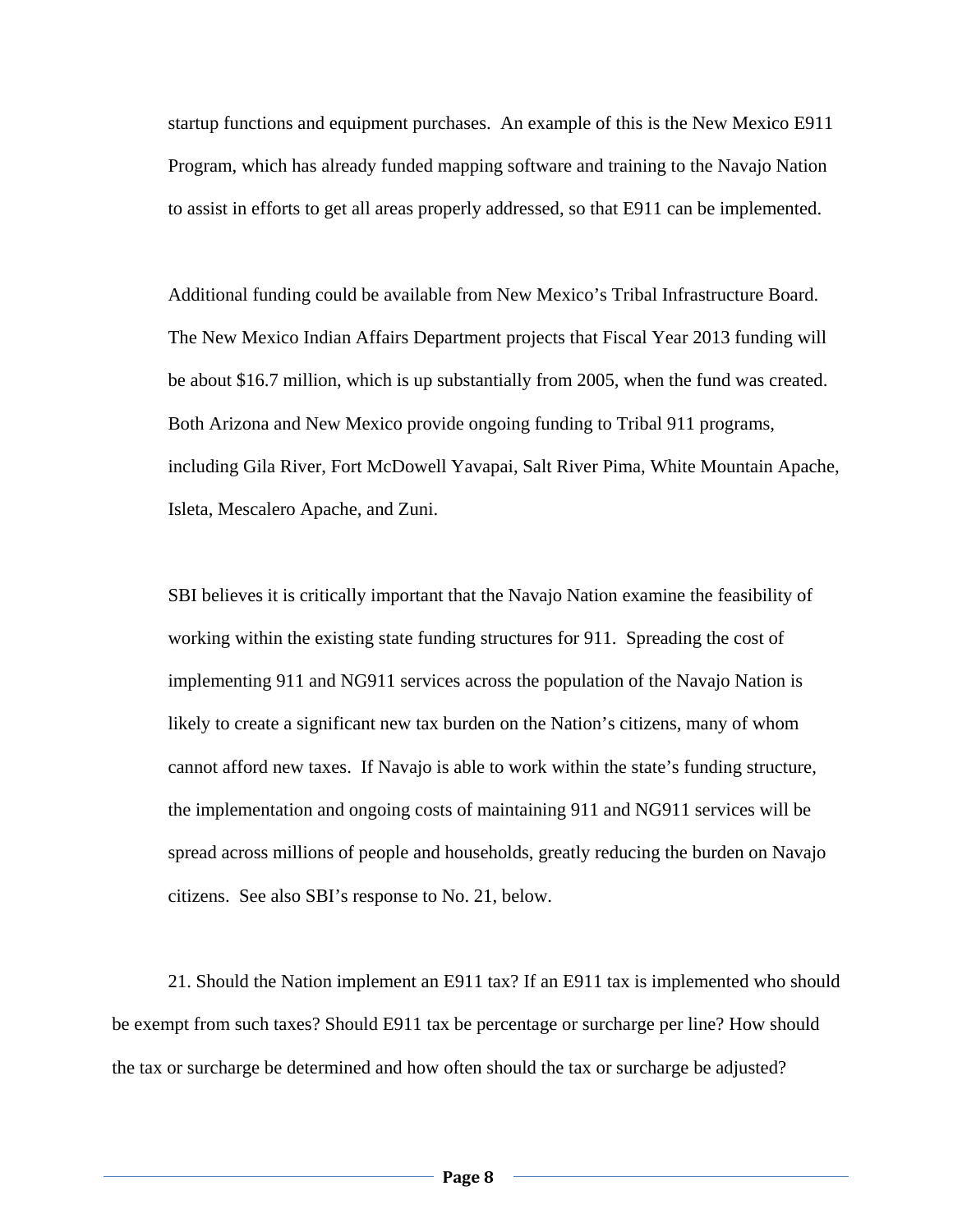startup functions and equipment purchases. An example of this is the New Mexico E911 Program, which has already funded mapping software and training to the Navajo Nation to assist in efforts to get all areas properly addressed, so that E911 can be implemented.

Additional funding could be available from New Mexico's Tribal Infrastructure Board. The New Mexico Indian Affairs Department projects that Fiscal Year 2013 funding will be about $16.7 million, which is up substantially from 2005, when the fund was created. Both Arizona and New Mexico provide ongoing funding to Tribal 911 programs, including Gila River, Fort McDowell Yavapai, Salt River Pima, White Mountain Apache, Isleta, Mescalero Apache, and Zuni.

SBI believes it is critically important that the Navajo Nation examine the feasibility of working within the existing state funding structures for 911. Spreading the cost of implementing 911 and NG911 services across the population of the Navajo Nation is likely to create a significant new tax burden on the Nation's citizens, many of whom cannot afford new taxes. If Navajo is able to work within the state's funding structure, the implementation and ongoing costs of maintaining 911 and NG911 services will be spread across millions of people and households, greatly reducing the burden on Navajo citizens. See also SBI's response to No. 21, below.

21. Should the Nation implement an E911 tax? If an E911 tax is implemented who should be exempt from such taxes? Should E911 tax be percentage or surcharge per line? How should the tax or surcharge be determined and how often should the tax or surcharge be adjusted?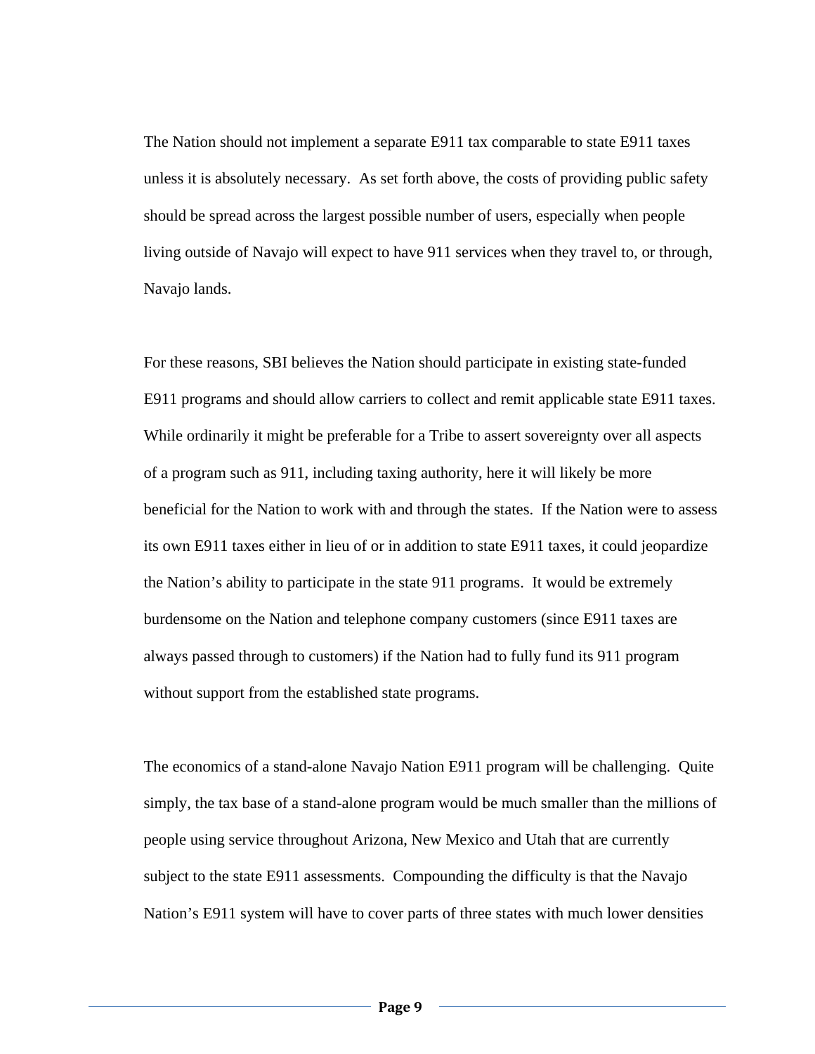The Nation should not implement a separate E911 tax comparable to state E911 taxes unless it is absolutely necessary.  As set forth above, the costs of providing public safety should be spread across the largest possible number of users, especially when people living outside of Navajo will expect to have 911 services when they travel to, or through, Navajo lands.

For these reasons, SBI believes the Nation should participate in existing state-funded E911 programs and should allow carriers to collect and remit applicable state E911 taxes. While ordinarily it might be preferable for a Tribe to assert sovereignty over all aspects of a program such as 911, including taxing authority, here it will likely be more beneficial for the Nation to work with and through the states.  If the Nation were to assess its own E911 taxes either in lieu of or in addition to state E911 taxes, it could jeopardize the Nation's ability to participate in the state 911 programs.  It would be extremely burdensome on the Nation and telephone company customers (since E911 taxes are always passed through to customers) if the Nation had to fully fund its 911 program without support from the established state programs.

The economics of a stand-alone Navajo Nation E911 program will be challenging.  Quite simply, the tax base of a stand-alone program would be much smaller than the millions of people using service throughout Arizona, New Mexico and Utah that are currently subject to the state E911 assessments.  Compounding the difficulty is that the Navajo Nation's E911 system will have to cover parts of three states with much lower densities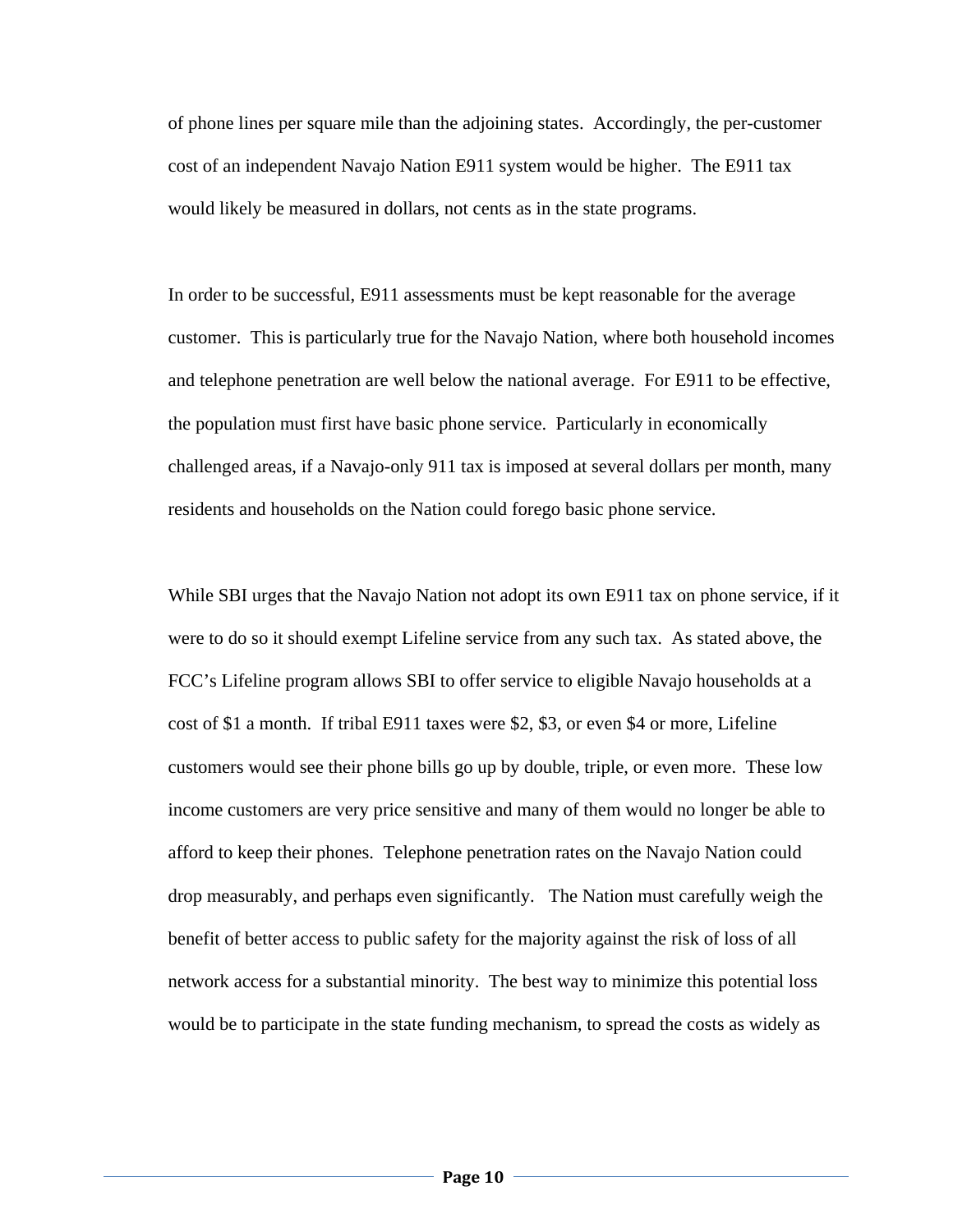of phone lines per square mile than the adjoining states. Accordingly, the per-customer cost of an independent Navajo Nation E911 system would be higher. The E911 tax would likely be measured in dollars, not cents as in the state programs.

In order to be successful, E911 assessments must be kept reasonable for the average customer. This is particularly true for the Navajo Nation, where both household incomes and telephone penetration are well below the national average. For E911 to be effective, the population must first have basic phone service. Particularly in economically challenged areas, if a Navajo-only 911 tax is imposed at several dollars per month, many residents and households on the Nation could forego basic phone service.

While SBI urges that the Navajo Nation not adopt its own E911 tax on phone service, if it were to do so it should exempt Lifeline service from any such tax. As stated above, the FCC's Lifeline program allows SBI to offer service to eligible Navajo households at a cost of $1 a month. If tribal E911 taxes were $2, $3, or even $4 or more, Lifeline customers would see their phone bills go up by double, triple, or even more. These low income customers are very price sensitive and many of them would no longer be able to afford to keep their phones. Telephone penetration rates on the Navajo Nation could drop measurably, and perhaps even significantly. The Nation must carefully weigh the benefit of better access to public safety for the majority against the risk of loss of all network access for a substantial minority. The best way to minimize this potential loss would be to participate in the state funding mechanism, to spread the costs as widely as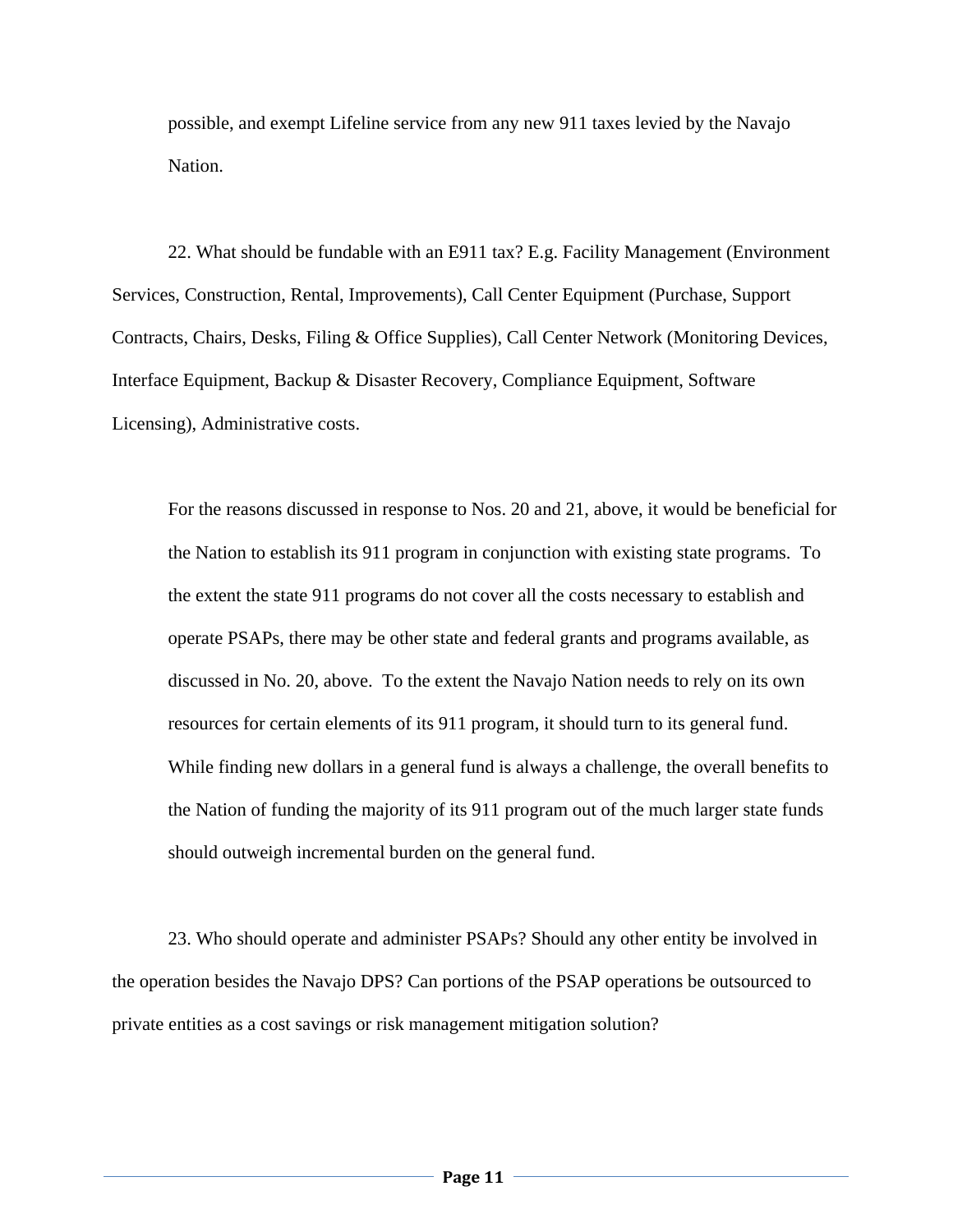possible, and exempt Lifeline service from any new 911 taxes levied by the Navajo Nation.

22. What should be fundable with an E911 tax? E.g. Facility Management (Environment Services, Construction, Rental, Improvements), Call Center Equipment (Purchase, Support Contracts, Chairs, Desks, Filing & Office Supplies), Call Center Network (Monitoring Devices, Interface Equipment, Backup & Disaster Recovery, Compliance Equipment, Software Licensing), Administrative costs.

For the reasons discussed in response to Nos. 20 and 21, above, it would be beneficial for the Nation to establish its 911 program in conjunction with existing state programs. To the extent the state 911 programs do not cover all the costs necessary to establish and operate PSAPs, there may be other state and federal grants and programs available, as discussed in No. 20, above. To the extent the Navajo Nation needs to rely on its own resources for certain elements of its 911 program, it should turn to its general fund. While finding new dollars in a general fund is always a challenge, the overall benefits to the Nation of funding the majority of its 911 program out of the much larger state funds should outweigh incremental burden on the general fund.

23. Who should operate and administer PSAPs? Should any other entity be involved in the operation besides the Navajo DPS? Can portions of the PSAP operations be outsourced to private entities as a cost savings or risk management mitigation solution?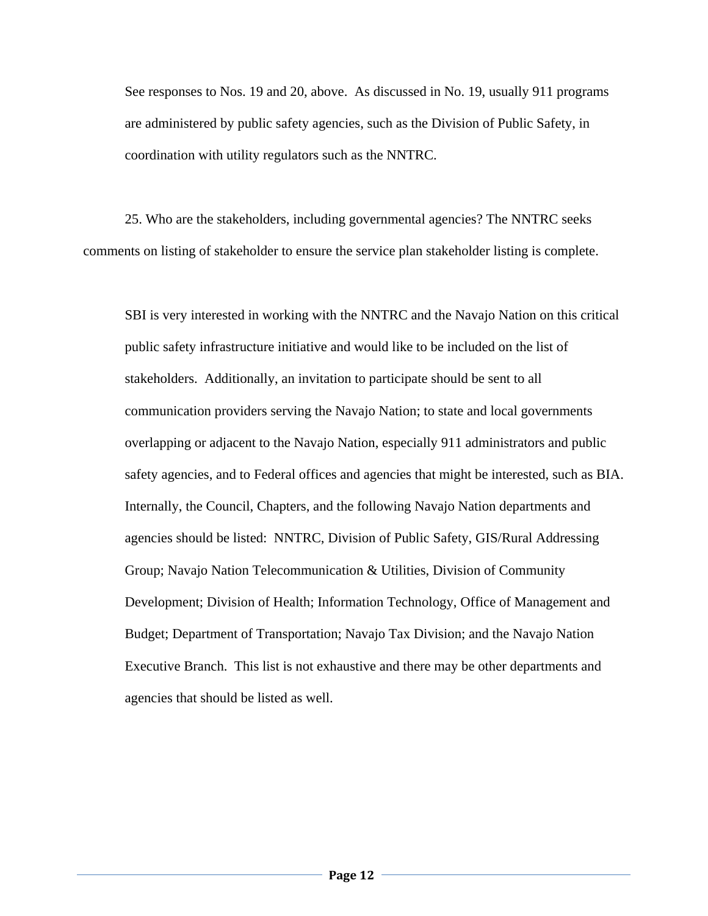See responses to Nos. 19 and 20, above. As discussed in No. 19, usually 911 programs are administered by public safety agencies, such as the Division of Public Safety, in coordination with utility regulators such as the NNTRC.

25. Who are the stakeholders, including governmental agencies? The NNTRC seeks comments on listing of stakeholder to ensure the service plan stakeholder listing is complete.

SBI is very interested in working with the NNTRC and the Navajo Nation on this critical public safety infrastructure initiative and would like to be included on the list of stakeholders. Additionally, an invitation to participate should be sent to all communication providers serving the Navajo Nation; to state and local governments overlapping or adjacent to the Navajo Nation, especially 911 administrators and public safety agencies, and to Federal offices and agencies that might be interested, such as BIA. Internally, the Council, Chapters, and the following Navajo Nation departments and agencies should be listed: NNTRC, Division of Public Safety, GIS/Rural Addressing Group; Navajo Nation Telecommunication & Utilities, Division of Community Development; Division of Health; Information Technology, Office of Management and Budget; Department of Transportation; Navajo Tax Division; and the Navajo Nation Executive Branch. This list is not exhaustive and there may be other departments and agencies that should be listed as well.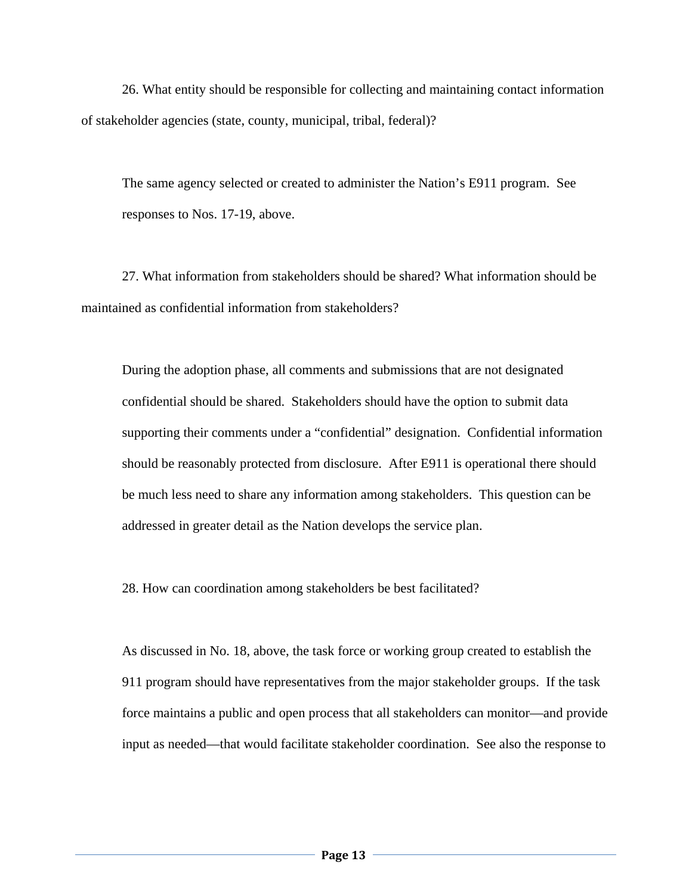26. What entity should be responsible for collecting and maintaining contact information of stakeholder agencies (state, county, municipal, tribal, federal)?

The same agency selected or created to administer the Nation's E911 program. See responses to Nos. 17-19, above.

27. What information from stakeholders should be shared? What information should be maintained as confidential information from stakeholders?

During the adoption phase, all comments and submissions that are not designated confidential should be shared. Stakeholders should have the option to submit data supporting their comments under a "confidential" designation. Confidential information should be reasonably protected from disclosure. After E911 is operational there should be much less need to share any information among stakeholders. This question can be addressed in greater detail as the Nation develops the service plan.

28. How can coordination among stakeholders be best facilitated?

As discussed in No. 18, above, the task force or working group created to establish the 911 program should have representatives from the major stakeholder groups. If the task force maintains a public and open process that all stakeholders can monitor—and provide input as needed—that would facilitate stakeholder coordination. See also the response to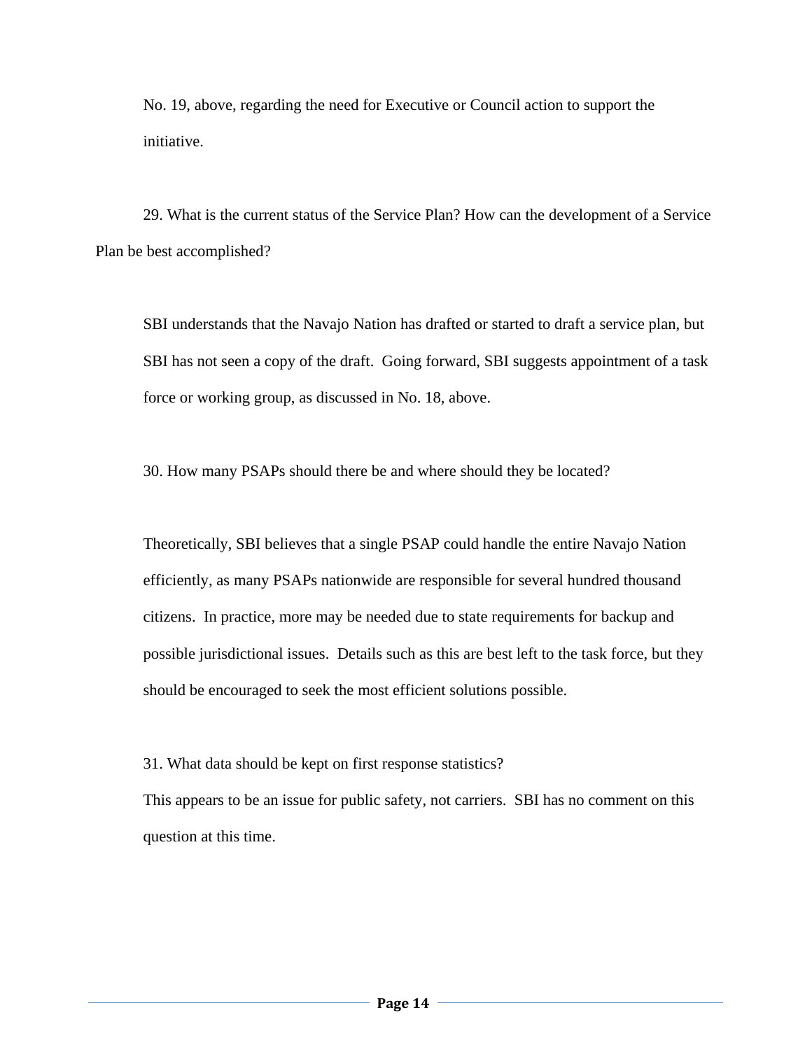No. 19, above, regarding the need for Executive or Council action to support the initiative.

29. What is the current status of the Service Plan? How can the development of a Service Plan be best accomplished?

SBI understands that the Navajo Nation has drafted or started to draft a service plan, but SBI has not seen a copy of the draft. Going forward, SBI suggests appointment of a task force or working group, as discussed in No. 18, above.

30. How many PSAPs should there be and where should they be located?

Theoretically, SBI believes that a single PSAP could handle the entire Navajo Nation efficiently, as many PSAPs nationwide are responsible for several hundred thousand citizens. In practice, more may be needed due to state requirements for backup and possible jurisdictional issues. Details such as this are best left to the task force, but they should be encouraged to seek the most efficient solutions possible.

31. What data should be kept on first response statistics?

This appears to be an issue for public safety, not carriers. SBI has no comment on this question at this time.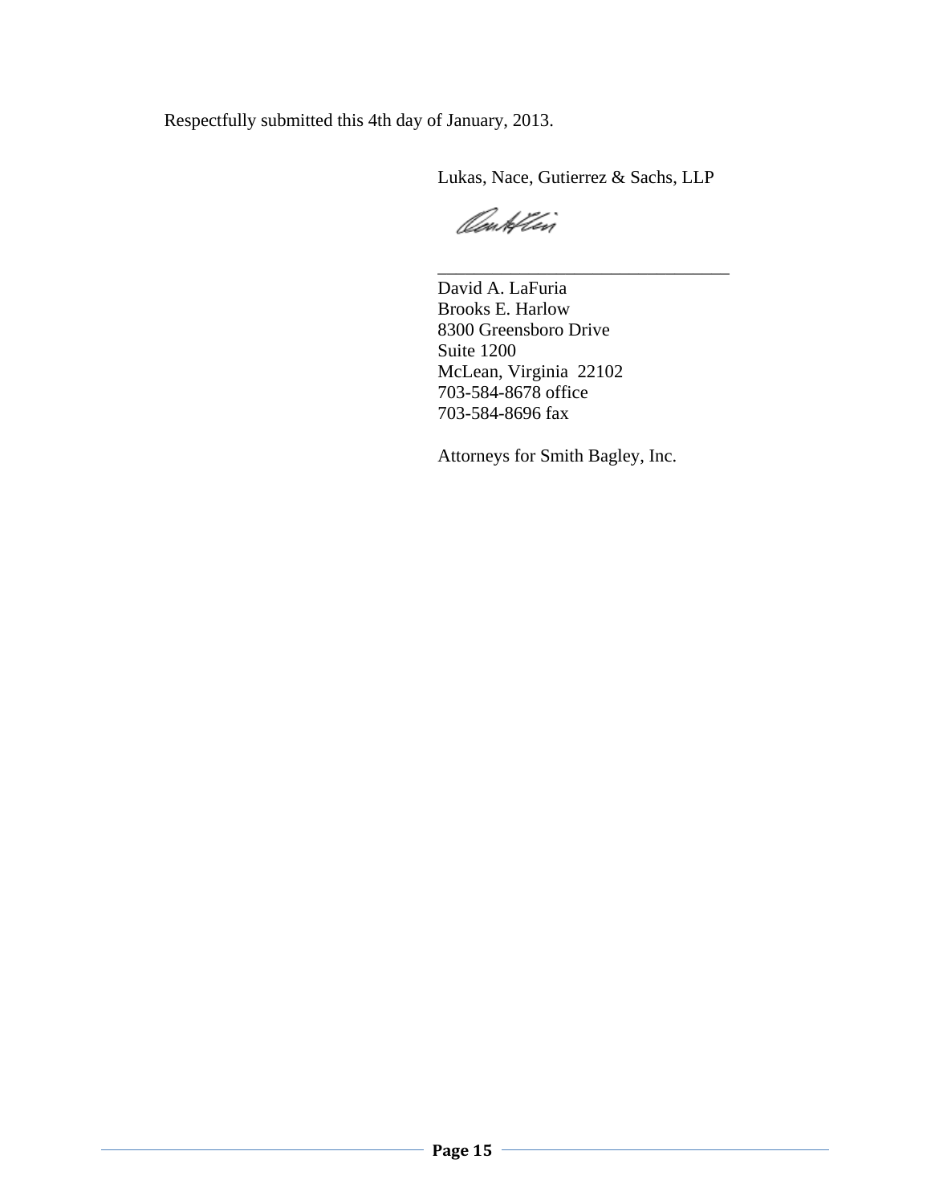Respectfully submitted this 4th day of January, 2013.

Lukas, Nace, Gutierrez & Sachs, LLP

\_\_\_\_\_\_\_\_\_\_\_\_\_\_\_\_\_\_\_\_\_\_\_\_\_\_\_\_\_\_\_\_\_\_

David A. LaFuria  
Brooks E. Harlow  
8300 Greensboro Drive  
Suite 1200  
McLean, Virginia 22102  
703-584-8678 office  
703-584-8696 fax

Attorneys for Smith Bagley, Inc.